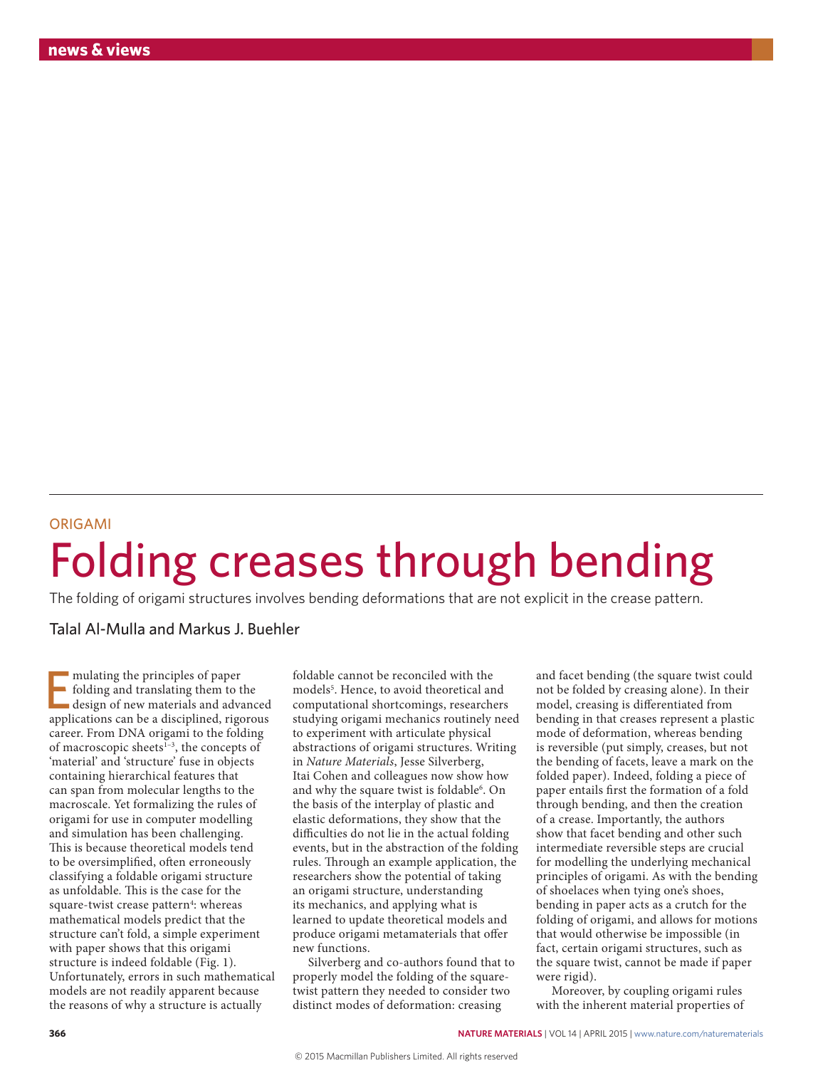ORIGAMI

# Folding creases through bending

The folding of origami structures involves bending deformations that are not explicit in the crease pattern.

## Talal Al-Mulla and Markus J. Buehler

Emulating the principles of paper folding and translating them to the design of new materials and advanced applications can be a disciplined, rigorous career. From DNA origami to the folding of macroscopic sheets[1–3], the concepts of 'material' and 'structure' fuse in objects containing hierarchical features that can span from molecular lengths to the macroscale. Yet formalizing the rules of origami for use in computer modelling and simulation has been challenging. This is because theoretical models tend to be oversimplified, often erroneously classifying a foldable origami structure as unfoldable. This is the case for the square-twist crease pattern[4]: whereas mathematical models predict that the structure can't fold, a simple experiment with paper shows that this origami structure is indeed foldable (Fig. 1). Unfortunately, errors in such mathematical models are not readily apparent because the reasons of why a structure is actually foldable cannot be reconciled with the models[5]. Hence, to avoid theoretical and computational shortcomings, researchers studying origami mechanics routinely need to experiment with articulate physical abstractions of origami structures. Writing in *Nature Materials*, Jesse Silverberg, Itai Cohen and colleagues now show how and why the square twist is foldable[6]. On the basis of the interplay of plastic and elastic deformations, they show that the difficulties do not lie in the actual folding events, but in the abstraction of the folding rules. Through an example application, the researchers show the potential of taking an origami structure, understanding its mechanics, and applying what is learned to update theoretical models and produce origami metamaterials that offer new functions.

Silverberg and co-authors found that to properly model the folding of the square-twist pattern they needed to consider two distinct modes of deformation: creasing and facet bending (the square twist could not be folded by creasing alone). In their model, creasing is differentiated from bending in that creases represent a plastic mode of deformation, whereas bending is reversible (put simply, creases, but not the bending of facets, leave a mark on the folded paper). Indeed, folding a piece of paper entails first the formation of a fold through bending, and then the creation of a crease. Importantly, the authors show that facet bending and other such intermediate reversible steps are crucial for modelling the underlying mechanical principles of origami. As with the bending of shoelaces when tying one's shoes, bending in paper acts as a crutch for the folding of origami, and allows for motions that would otherwise be impossible (in fact, certain origami structures, such as the square twist, cannot be made if paper were rigid).

Moreover, by coupling origami rules with the inherent material properties of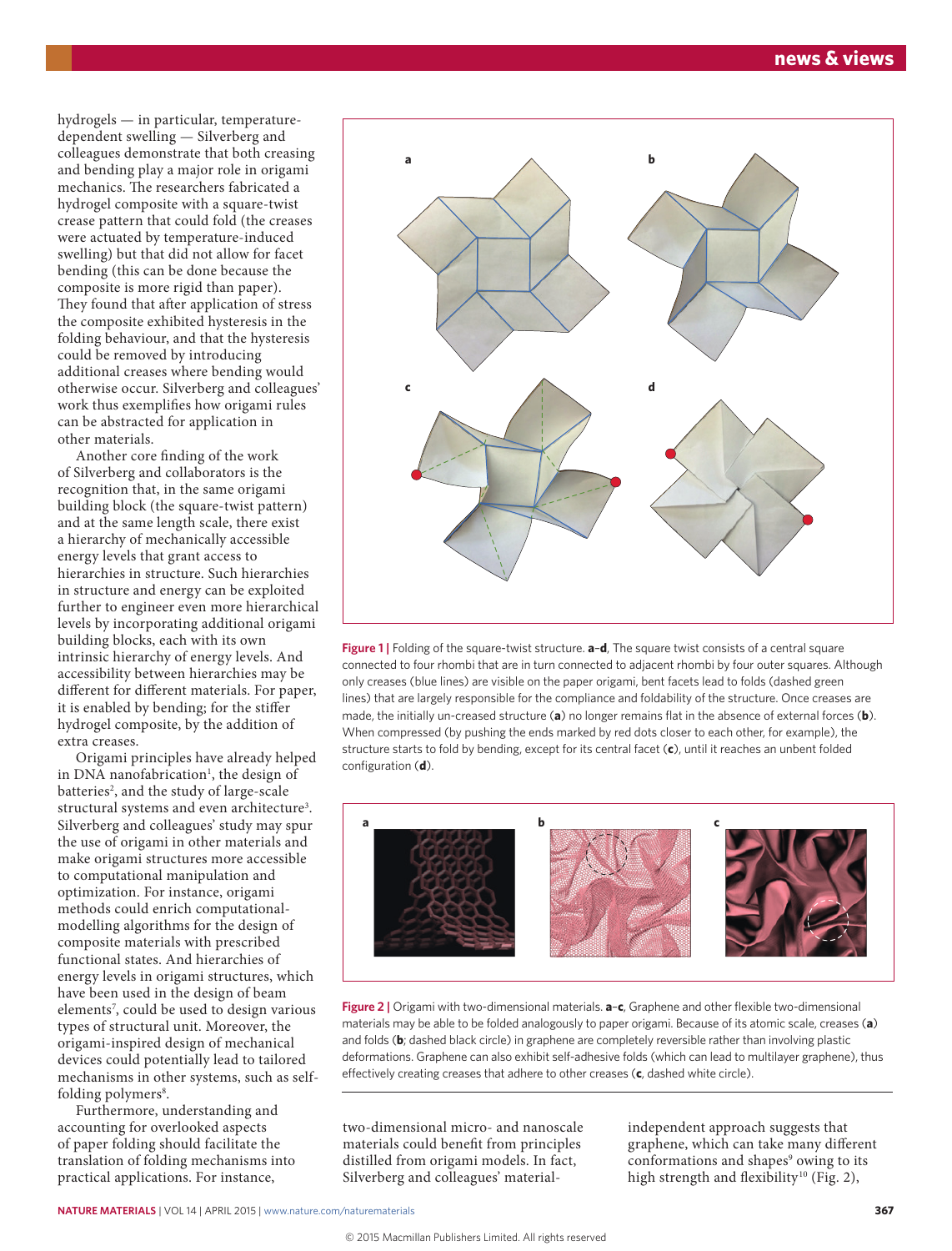hydrogels — in particular, temperature-dependent swelling — Silverberg and colleagues demonstrate that both creasing and bending play a major role in origami mechanics. The researchers fabricated a hydrogel composite with a square-twist crease pattern that could fold (the creases were actuated by temperature-induced swelling) but that did not allow for facet bending (this can be done because the composite is more rigid than paper). They found that after application of stress the composite exhibited hysteresis in the folding behaviour, and that the hysteresis could be removed by introducing additional creases where bending would otherwise occur. Silverberg and colleagues' work thus exemplifies how origami rules can be abstracted for application in other materials.

Another core finding of the work of Silverberg and collaborators is the recognition that, in the same origami building block (the square-twist pattern) and at the same length scale, there exist a hierarchy of mechanically accessible energy levels that grant access to hierarchies in structure. Such hierarchies in structure and energy can be exploited further to engineer even more hierarchical levels by incorporating additional origami building blocks, each with its own intrinsic hierarchy of energy levels. And accessibility between hierarchies may be different for different materials. For paper, it is enabled by bending; for the stiffer hydrogel composite, by the addition of extra creases.

Origami principles have already helped in DNA nanofabrication[1], the design of batteries[2], and the study of large-scale structural systems and even architecture[3]. Silverberg and colleagues' study may spur the use of origami in other materials and make origami structures more accessible to computational manipulation and optimization. For instance, origami methods could enrich computational-modelling algorithms for the design of composite materials with prescribed functional states. And hierarchies of energy levels in origami structures, which have been used in the design of beam elements[7], could be used to design various types of structural unit. Moreover, the origami-inspired design of mechanical devices could potentially lead to tailored mechanisms in other systems, such as self-folding polymers[8].

Furthermore, understanding and accounting for overlooked aspects of paper folding should facilitate the translation of folding mechanisms into practical applications. For instance, two-dimensional micro- and nanoscale materials could benefit from principles distilled from origami models. In fact, Silverberg and colleagues' material-independent approach suggests that graphene, which can take many different conformations and shapes[9] owing to its high strength and flexibility[10] (Fig. 2),

**Figure 1 |** Folding of the square-twist structure. **a**–**d**, The square twist consists of a central square connected to four rhombi that are in turn connected to adjacent rhombi by four outer squares. Although only creases (blue lines) are visible on the paper origami, bent facets lead to folds (dashed green lines) that are largely responsible for the compliance and foldability of the structure. Once creases are made, the initially un-creased structure (**a**) no longer remains flat in the absence of external forces (**b**). When compressed (by pushing the ends marked by red dots closer to each other, for example), the structure starts to fold by bending, except for its central facet (**c**), until it reaches an unbent folded configuration (**d**).

**Figure 2 |** Origami with two-dimensional materials. **a**–**c**, Graphene and other flexible two-dimensional materials may be able to be folded analogously to paper origami. Because of its atomic scale, creases (**a**) and folds (**b**; dashed black circle) in graphene are completely reversible rather than involving plastic deformations. Graphene can also exhibit self-adhesive folds (which can lead to multilayer graphene), thus effectively creating creases that adhere to other creases (**c**, dashed white circle).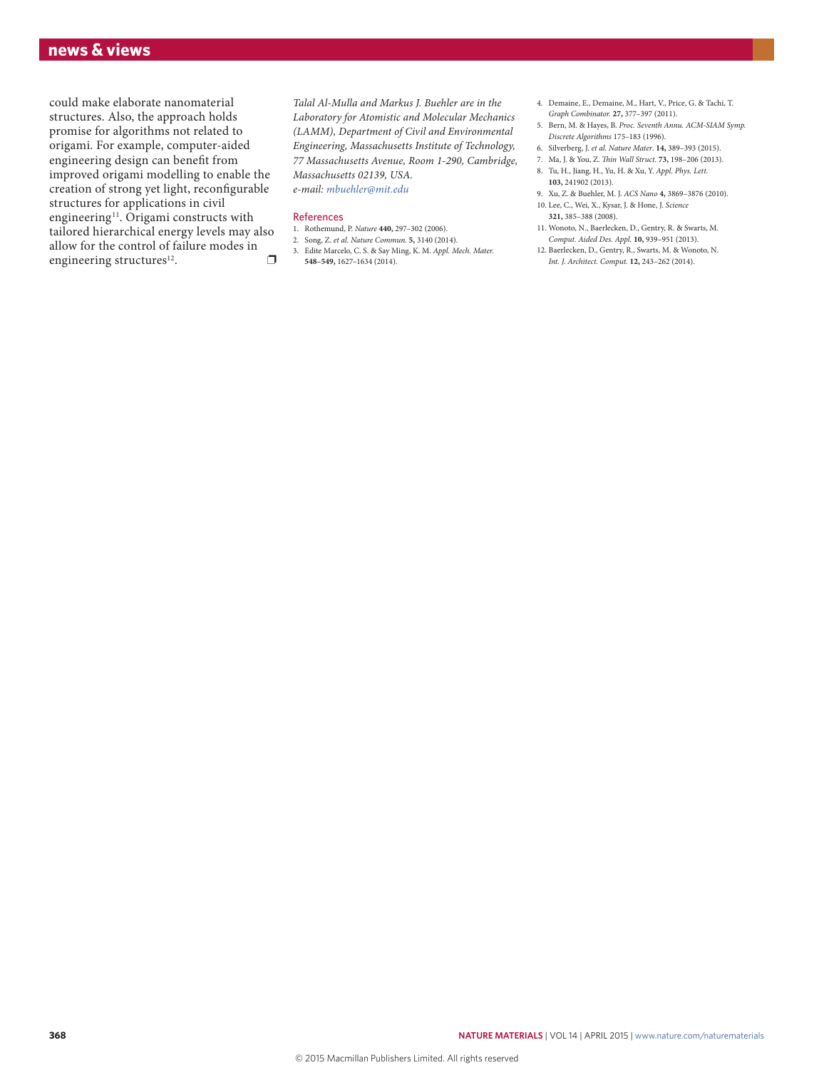could make elaborate nanomaterial structures. Also, the approach holds promise for algorithms not related to origami. For example, computer-aided engineering design can benefit from improved origami modelling to enable the creation of strong yet light, reconfigurable structures for applications in civil engineering[11]. Origami constructs with tailored hierarchical energy levels may also allow for the control of failure modes in engineering structures[12]. ❐

*Talal Al-Mulla and Markus J. Buehler are in the Laboratory for Atomistic and Molecular Mechanics (LAMM), Department of Civil and Environmental Engineering, Massachusetts Institute of Technology, 77 Massachusetts Avenue, Room 1-290, Cambridge, Massachusetts 02139, USA.*
*e-mail: mbuehler@mit.edu*

## References

1. Rothemund, P. *Nature* **440,** 297–302 (2006).
2. Song, Z. *et al. Nature Commun.* **5,** 3140 (2014).
3. Edite Marcelo, C. S. & Say Ming, K. M. *Appl. Mech. Mater.* **548–549,** 1627–1634 (2014).
4. Demaine, E., Demaine, M., Hart, V., Price, G. & Tachi, T. *Graph Combinator.* **27,** 377–397 (2011).
5. Bern, M. & Hayes, B. *Proc. Seventh Annu. ACM-SIAM Symp. Discrete Algorithms* 175–183 (1996).
6. Silverberg, J. *et al. Nature Mater.* **14,** 389–393 (2015).
7. Ma, J. & You, Z. *Thin Wall Struct.* **73,** 198–206 (2013).
8. Tu, H., Jiang, H., Yu, H. & Xu, Y. *Appl. Phys. Lett.* **103,** 241902 (2013).
9. Xu, Z. & Buehler, M. J. *ACS Nano* **4,** 3869–3876 (2010).
10. Lee, C., Wei, X., Kysar, J. & Hone, J. *Science* **321,** 385–388 (2008).
11. Wonoto, N., Baerlecken, D., Gentry, R. & Swarts, M. *Comput. Aided Des. Appl.* **10,** 939–951 (2013).
12. Baerlecken, D., Gentry, R., Swarts, M. & Wonoto, N. *Int. J. Architect. Comput.* **12,** 243–262 (2014).